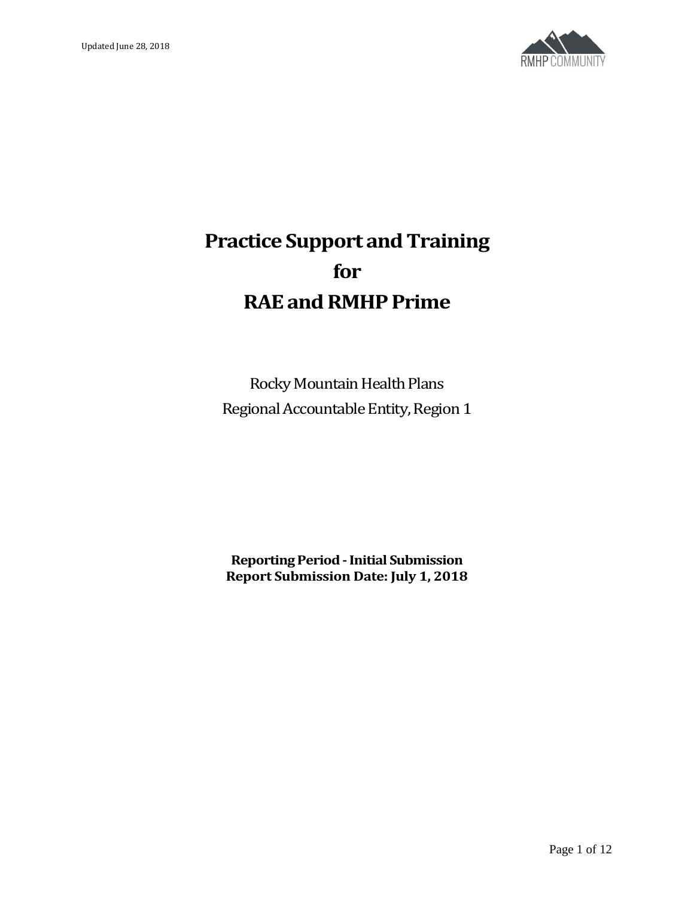Updated June 28, 2018

# Practice Support and Training for RAE and RMHP Prime

Rocky Mountain Health Plans
Regional Accountable Entity, Region 1

**Reporting Period - Initial Submission**
**Report Submission Date: July 1, 2018**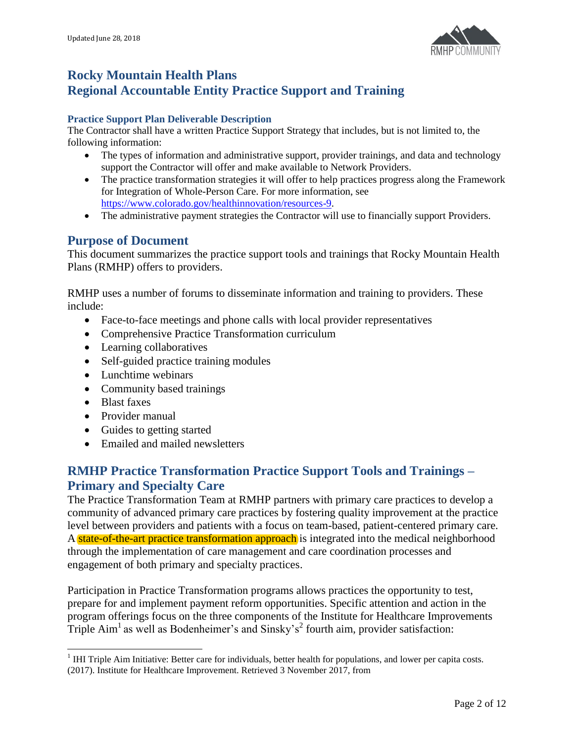# Rocky Mountain Health Plans
# Regional Accountable Entity Practice Support and Training

### Practice Support Plan Deliverable Description

The Contractor shall have a written Practice Support Strategy that includes, but is not limited to, the following information:

- The types of information and administrative support, provider trainings, and data and technology support the Contractor will offer and make available to Network Providers.
- The practice transformation strategies it will offer to help practices progress along the Framework for Integration of Whole-Person Care. For more information, see https://www.colorado.gov/healthinnovation/resources-9.
- The administrative payment strategies the Contractor will use to financially support Providers.

## Purpose of Document

This document summarizes the practice support tools and trainings that Rocky Mountain Health Plans (RMHP) offers to providers.

RMHP uses a number of forums to disseminate information and training to providers. These include:

- Face-to-face meetings and phone calls with local provider representatives
- Comprehensive Practice Transformation curriculum
- Learning collaboratives
- Self-guided practice training modules
- Lunchtime webinars
- Community based trainings
- Blast faxes
- Provider manual
- Guides to getting started
- Emailed and mailed newsletters

## RMHP Practice Transformation Practice Support Tools and Trainings – Primary and Specialty Care

The Practice Transformation Team at RMHP partners with primary care practices to develop a community of advanced primary care practices by fostering quality improvement at the practice level between providers and patients with a focus on team-based, patient-centered primary care. A state-of-the-art practice transformation approach is integrated into the medical neighborhood through the implementation of care management and care coordination processes and engagement of both primary and specialty practices.

Participation in Practice Transformation programs allows practices the opportunity to test, prepare for and implement payment reform opportunities. Specific attention and action in the program offerings focus on the three components of the Institute for Healthcare Improvements Triple Aim[1] as well as Bodenheimer's and Sinsky's[2] fourth aim, provider satisfaction:

[1] IHI Triple Aim Initiative: Better care for individuals, better health for populations, and lower per capita costs. (2017). Institute for Healthcare Improvement. Retrieved 3 November 2017, from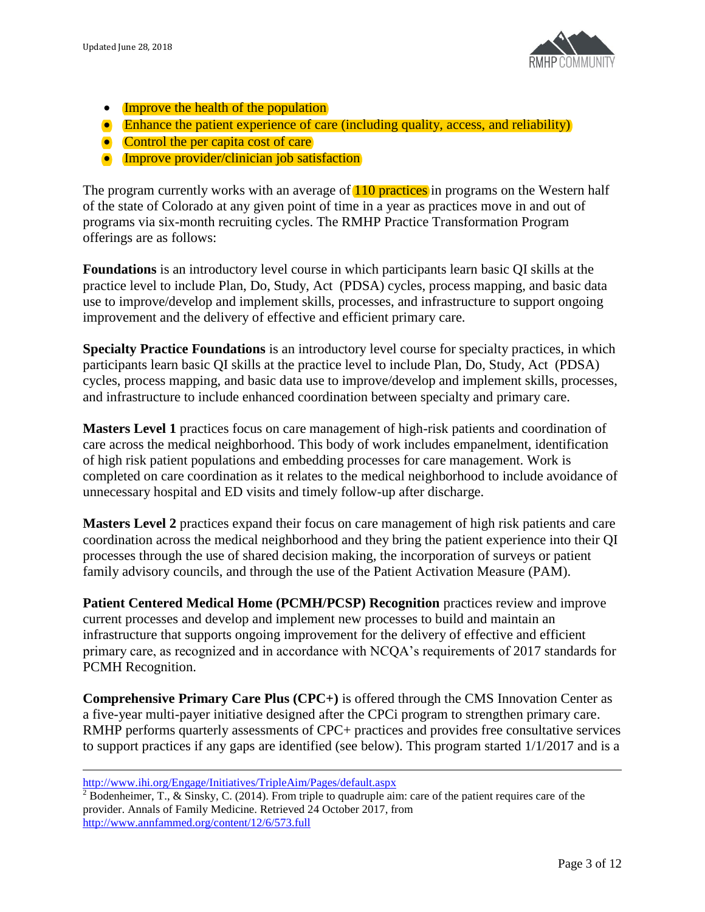- Improve the health of the population
- Enhance the patient experience of care (including quality, access, and reliability)
- Control the per capita cost of care
- Improve provider/clinician job satisfaction

The program currently works with an average of 110 practices in programs on the Western half of the state of Colorado at any given point of time in a year as practices move in and out of programs via six-month recruiting cycles. The RMHP Practice Transformation Program offerings are as follows:

**Foundations** is an introductory level course in which participants learn basic QI skills at the practice level to include Plan, Do, Study, Act (PDSA) cycles, process mapping, and basic data use to improve/develop and implement skills, processes, and infrastructure to support ongoing improvement and the delivery of effective and efficient primary care.

**Specialty Practice Foundations** is an introductory level course for specialty practices, in which participants learn basic QI skills at the practice level to include Plan, Do, Study, Act (PDSA) cycles, process mapping, and basic data use to improve/develop and implement skills, processes, and infrastructure to include enhanced coordination between specialty and primary care.

**Masters Level 1** practices focus on care management of high-risk patients and coordination of care across the medical neighborhood. This body of work includes empanelment, identification of high risk patient populations and embedding processes for care management. Work is completed on care coordination as it relates to the medical neighborhood to include avoidance of unnecessary hospital and ED visits and timely follow-up after discharge.

**Masters Level 2** practices expand their focus on care management of high risk patients and care coordination across the medical neighborhood and they bring the patient experience into their QI processes through the use of shared decision making, the incorporation of surveys or patient family advisory councils, and through the use of the Patient Activation Measure (PAM).

**Patient Centered Medical Home (PCMH/PCSP) Recognition** practices review and improve current processes and develop and implement new processes to build and maintain an infrastructure that supports ongoing improvement for the delivery of effective and efficient primary care, as recognized and in accordance with NCQA's requirements of 2017 standards for PCMH Recognition.

**Comprehensive Primary Care Plus (CPC+)** is offered through the CMS Innovation Center as a five-year multi-payer initiative designed after the CPCi program to strengthen primary care. RMHP performs quarterly assessments of CPC+ practices and provides free consultative services to support practices if any gaps are identified (see below). This program started 1/1/2017 and is a

---

http://www.ihi.org/Engage/Initiatives/TripleAim/Pages/default.aspx

[2] Bodenheimer, T., & Sinsky, C. (2014). From triple to quadruple aim: care of the patient requires care of the provider. Annals of Family Medicine. Retrieved 24 October 2017, from http://www.annfammed.org/content/12/6/573.full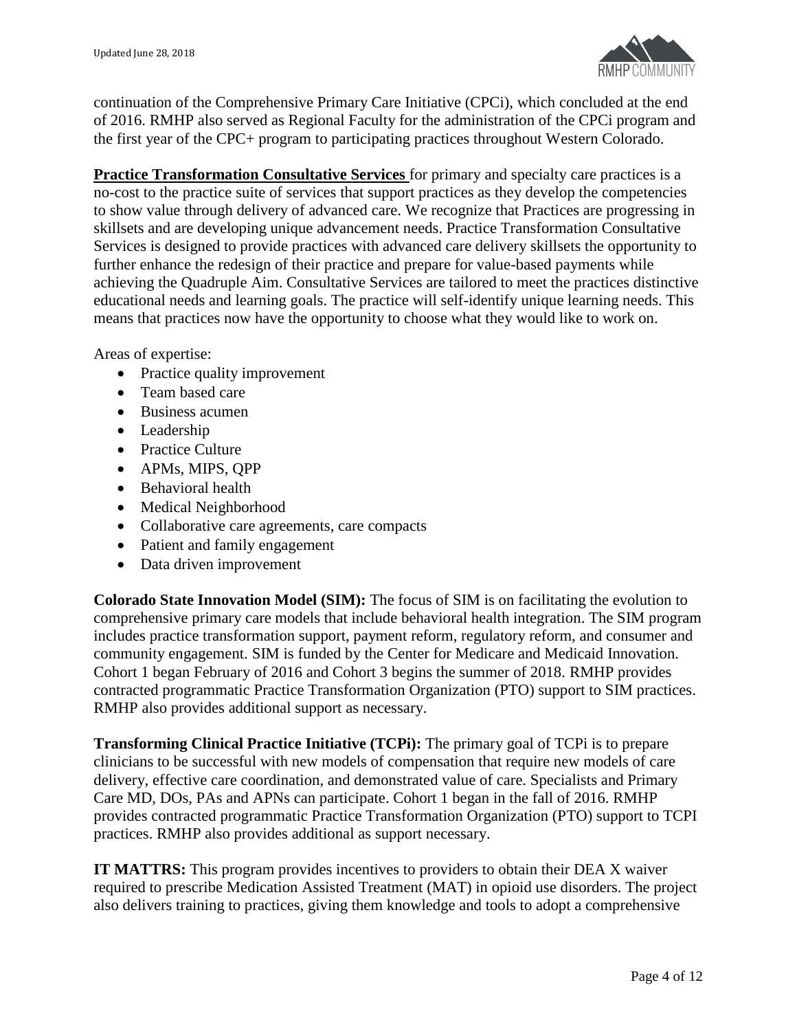continuation of the Comprehensive Primary Care Initiative (CPCi), which concluded at the end of 2016. RMHP also served as Regional Faculty for the administration of the CPCi program and the first year of the CPC+ program to participating practices throughout Western Colorado.

**Practice Transformation Consultative Services** for primary and specialty care practices is a no-cost to the practice suite of services that support practices as they develop the competencies to show value through delivery of advanced care. We recognize that Practices are progressing in skillsets and are developing unique advancement needs. Practice Transformation Consultative Services is designed to provide practices with advanced care delivery skillsets the opportunity to further enhance the redesign of their practice and prepare for value-based payments while achieving the Quadruple Aim. Consultative Services are tailored to meet the practices distinctive educational needs and learning goals. The practice will self-identify unique learning needs. This means that practices now have the opportunity to choose what they would like to work on.

Areas of expertise:

- Practice quality improvement
- Team based care
- Business acumen
- Leadership
- Practice Culture
- APMs, MIPS, QPP
- Behavioral health
- Medical Neighborhood
- Collaborative care agreements, care compacts
- Patient and family engagement
- Data driven improvement

**Colorado State Innovation Model (SIM):** The focus of SIM is on facilitating the evolution to comprehensive primary care models that include behavioral health integration. The SIM program includes practice transformation support, payment reform, regulatory reform, and consumer and community engagement. SIM is funded by the Center for Medicare and Medicaid Innovation. Cohort 1 began February of 2016 and Cohort 3 begins the summer of 2018. RMHP provides contracted programmatic Practice Transformation Organization (PTO) support to SIM practices. RMHP also provides additional support as necessary.

**Transforming Clinical Practice Initiative (TCPi):** The primary goal of TCPi is to prepare clinicians to be successful with new models of compensation that require new models of care delivery, effective care coordination, and demonstrated value of care. Specialists and Primary Care MD, DOs, PAs and APNs can participate. Cohort 1 began in the fall of 2016. RMHP provides contracted programmatic Practice Transformation Organization (PTO) support to TCPI practices. RMHP also provides additional as support necessary.

**IT MATTRS:** This program provides incentives to providers to obtain their DEA X waiver required to prescribe Medication Assisted Treatment (MAT) in opioid use disorders. The project also delivers training to practices, giving them knowledge and tools to adopt a comprehensive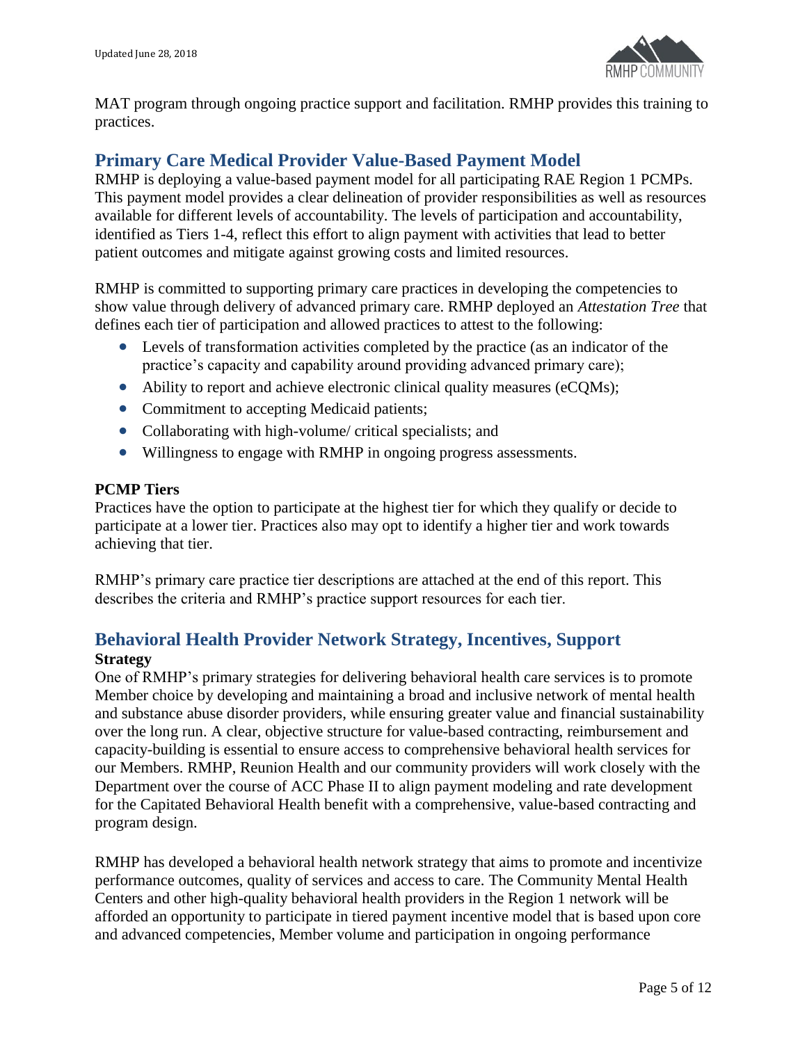MAT program through ongoing practice support and facilitation. RMHP provides this training to practices.

## Primary Care Medical Provider Value-Based Payment Model

RMHP is deploying a value-based payment model for all participating RAE Region 1 PCMPs. This payment model provides a clear delineation of provider responsibilities as well as resources available for different levels of accountability. The levels of participation and accountability, identified as Tiers 1-4, reflect this effort to align payment with activities that lead to better patient outcomes and mitigate against growing costs and limited resources.

RMHP is committed to supporting primary care practices in developing the competencies to show value through delivery of advanced primary care. RMHP deployed an *Attestation Tree* that defines each tier of participation and allowed practices to attest to the following:

- Levels of transformation activities completed by the practice (as an indicator of the practice's capacity and capability around providing advanced primary care);
- Ability to report and achieve electronic clinical quality measures (eCQMs);
- Commitment to accepting Medicaid patients;
- Collaborating with high-volume/ critical specialists; and
- Willingness to engage with RMHP in ongoing progress assessments.

### PCMP Tiers

Practices have the option to participate at the highest tier for which they qualify or decide to participate at a lower tier. Practices also may opt to identify a higher tier and work towards achieving that tier.

RMHP's primary care practice tier descriptions are attached at the end of this report. This describes the criteria and RMHP's practice support resources for each tier.

## Behavioral Health Provider Network Strategy, Incentives, Support

### Strategy

One of RMHP's primary strategies for delivering behavioral health care services is to promote Member choice by developing and maintaining a broad and inclusive network of mental health and substance abuse disorder providers, while ensuring greater value and financial sustainability over the long run. A clear, objective structure for value-based contracting, reimbursement and capacity-building is essential to ensure access to comprehensive behavioral health services for our Members. RMHP, Reunion Health and our community providers will work closely with the Department over the course of ACC Phase II to align payment modeling and rate development for the Capitated Behavioral Health benefit with a comprehensive, value-based contracting and program design.

RMHP has developed a behavioral health network strategy that aims to promote and incentivize performance outcomes, quality of services and access to care. The Community Mental Health Centers and other high-quality behavioral health providers in the Region 1 network will be afforded an opportunity to participate in tiered payment incentive model that is based upon core and advanced competencies, Member volume and participation in ongoing performance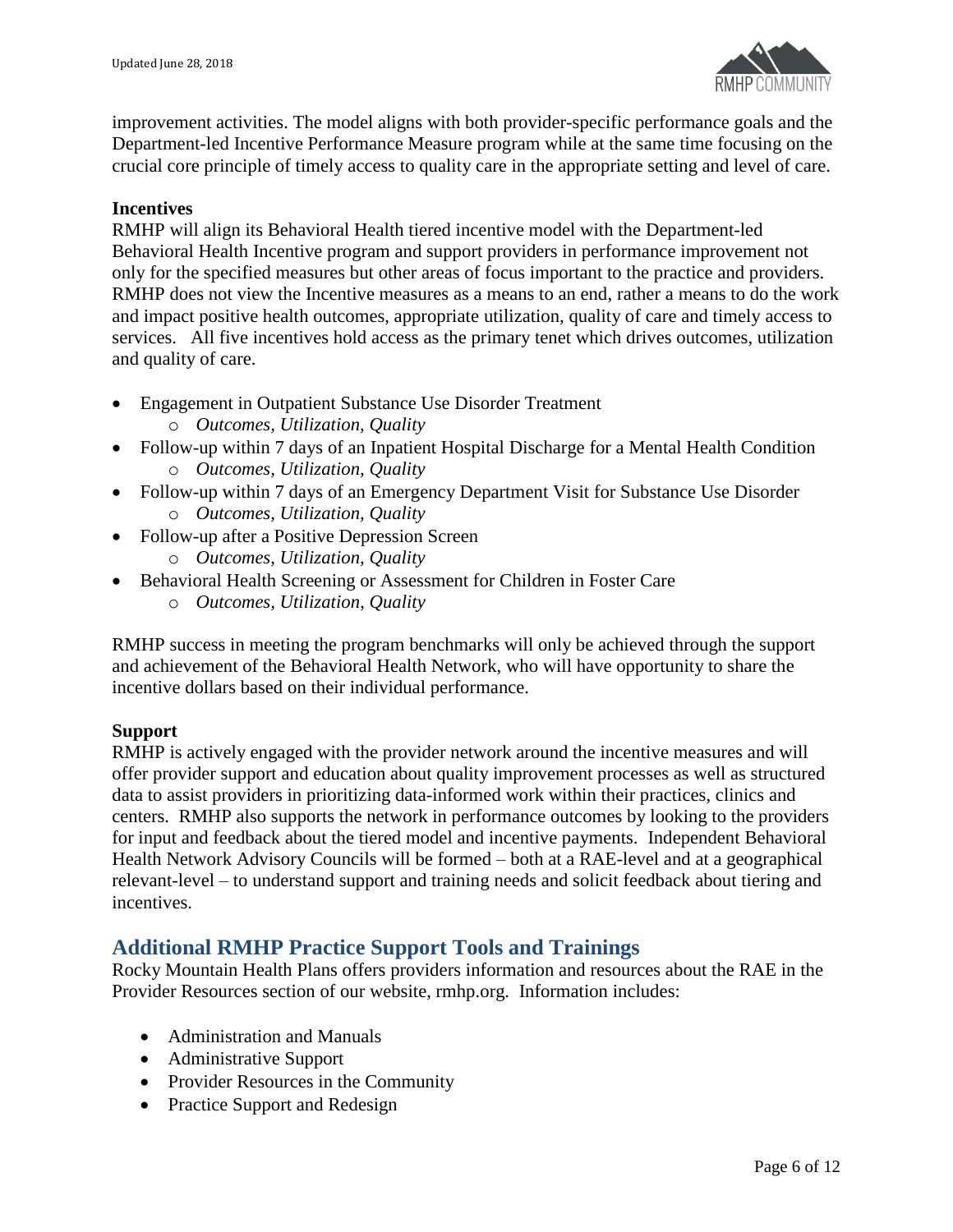improvement activities. The model aligns with both provider-specific performance goals and the Department-led Incentive Performance Measure program while at the same time focusing on the crucial core principle of timely access to quality care in the appropriate setting and level of care.

**Incentives**

RMHP will align its Behavioral Health tiered incentive model with the Department-led Behavioral Health Incentive program and support providers in performance improvement not only for the specified measures but other areas of focus important to the practice and providers. RMHP does not view the Incentive measures as a means to an end, rather a means to do the work and impact positive health outcomes, appropriate utilization, quality of care and timely access to services. All five incentives hold access as the primary tenet which drives outcomes, utilization and quality of care.

- Engagement in Outpatient Substance Use Disorder Treatment
  - *Outcomes, Utilization, Quality*
- Follow-up within 7 days of an Inpatient Hospital Discharge for a Mental Health Condition
  - *Outcomes, Utilization, Quality*
- Follow-up within 7 days of an Emergency Department Visit for Substance Use Disorder
  - *Outcomes, Utilization, Quality*
- Follow-up after a Positive Depression Screen
  - *Outcomes, Utilization, Quality*
- Behavioral Health Screening or Assessment for Children in Foster Care
  - *Outcomes, Utilization, Quality*

RMHP success in meeting the program benchmarks will only be achieved through the support and achievement of the Behavioral Health Network, who will have opportunity to share the incentive dollars based on their individual performance.

**Support**

RMHP is actively engaged with the provider network around the incentive measures and will offer provider support and education about quality improvement processes as well as structured data to assist providers in prioritizing data-informed work within their practices, clinics and centers. RMHP also supports the network in performance outcomes by looking to the providers for input and feedback about the tiered model and incentive payments. Independent Behavioral Health Network Advisory Councils will be formed – both at a RAE-level and at a geographical relevant-level – to understand support and training needs and solicit feedback about tiering and incentives.

## Additional RMHP Practice Support Tools and Trainings

Rocky Mountain Health Plans offers providers information and resources about the RAE in the Provider Resources section of our website, rmhp.org. Information includes:

- Administration and Manuals
- Administrative Support
- Provider Resources in the Community
- Practice Support and Redesign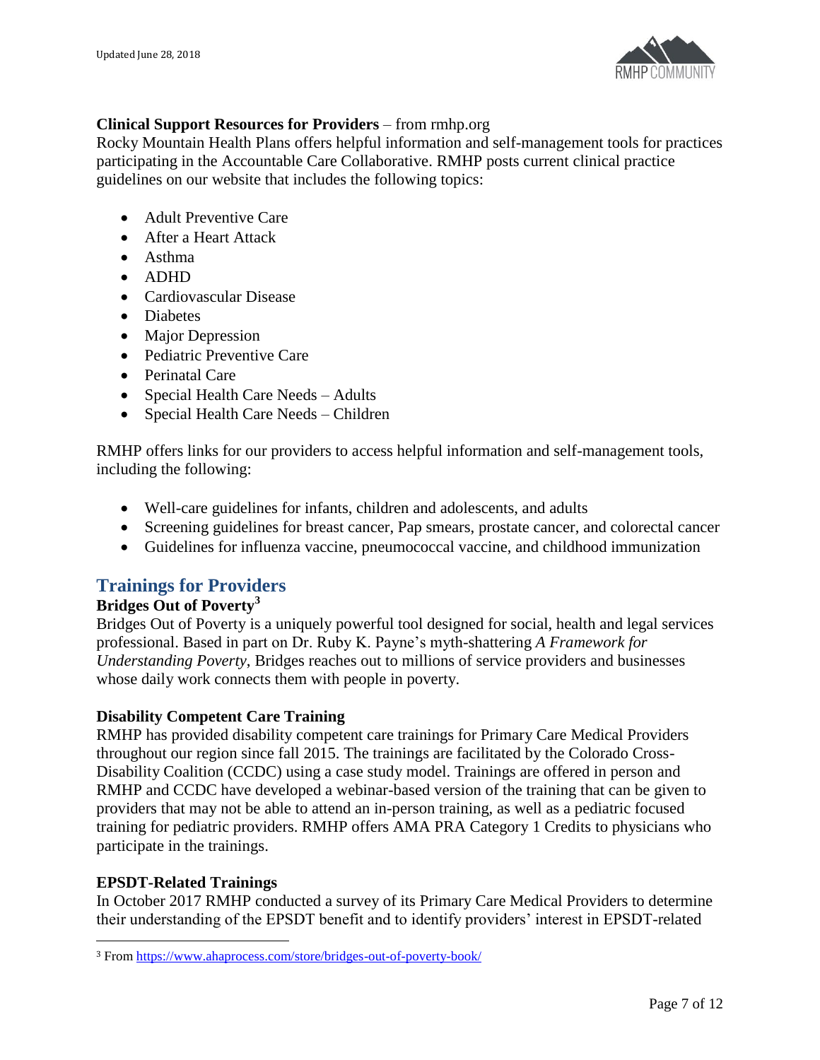**Clinical Support Resources for Providers** – from rmhp.org

Rocky Mountain Health Plans offers helpful information and self-management tools for practices participating in the Accountable Care Collaborative. RMHP posts current clinical practice guidelines on our website that includes the following topics:

- Adult Preventive Care
- After a Heart Attack
- Asthma
- ADHD
- Cardiovascular Disease
- Diabetes
- Major Depression
- Pediatric Preventive Care
- Perinatal Care
- Special Health Care Needs – Adults
- Special Health Care Needs – Children

RMHP offers links for our providers to access helpful information and self-management tools, including the following:

- Well-care guidelines for infants, children and adolescents, and adults
- Screening guidelines for breast cancer, Pap smears, prostate cancer, and colorectal cancer
- Guidelines for influenza vaccine, pneumococcal vaccine, and childhood immunization

## Trainings for Providers

### Bridges Out of Poverty[3]

Bridges Out of Poverty is a uniquely powerful tool designed for social, health and legal services professional. Based in part on Dr. Ruby K. Payne's myth-shattering *A Framework for Understanding Poverty*, Bridges reaches out to millions of service providers and businesses whose daily work connects them with people in poverty.

### Disability Competent Care Training

RMHP has provided disability competent care trainings for Primary Care Medical Providers throughout our region since fall 2015. The trainings are facilitated by the Colorado Cross-Disability Coalition (CCDC) using a case study model. Trainings are offered in person and RMHP and CCDC have developed a webinar-based version of the training that can be given to providers that may not be able to attend an in-person training, as well as a pediatric focused training for pediatric providers. RMHP offers AMA PRA Category 1 Credits to physicians who participate in the trainings.

### EPSDT-Related Trainings

In October 2017 RMHP conducted a survey of its Primary Care Medical Providers to determine their understanding of the EPSDT benefit and to identify providers' interest in EPSDT-related

[3] From https://www.ahaprocess.com/store/bridges-out-of-poverty-book/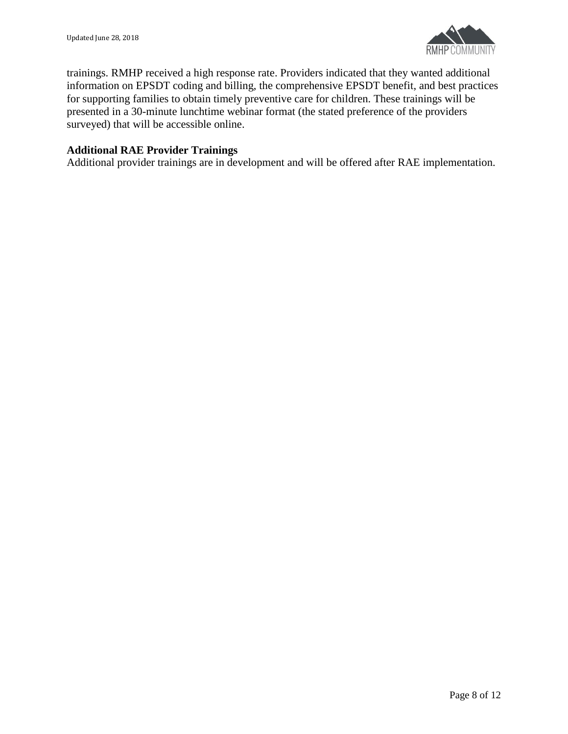trainings. RMHP received a high response rate. Providers indicated that they wanted additional information on EPSDT coding and billing, the comprehensive EPSDT benefit, and best practices for supporting families to obtain timely preventive care for children. These trainings will be presented in a 30-minute lunchtime webinar format (the stated preference of the providers surveyed) that will be accessible online.

**Additional RAE Provider Trainings**
Additional provider trainings are in development and will be offered after RAE implementation.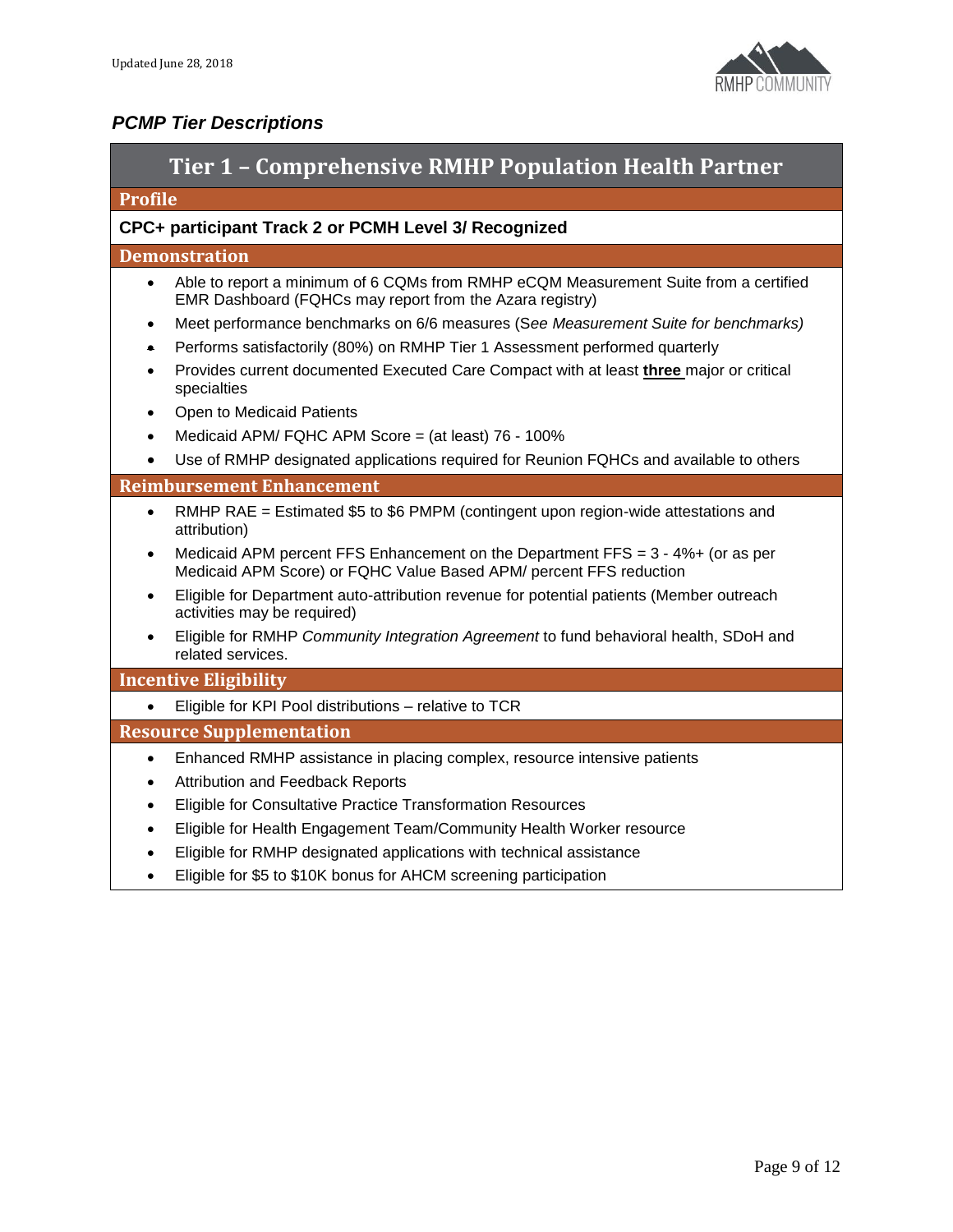## *PCMP Tier Descriptions*

### Tier 1 – Comprehensive RMHP Population Health Partner

#### Profile

**CPC+ participant Track 2 or PCMH Level 3/ Recognized**

#### Demonstration

- Able to report a minimum of 6 CQMs from RMHP eCQM Measurement Suite from a certified EMR Dashboard (FQHCs may report from the Azara registry)
- Meet performance benchmarks on 6/6 measures (S*ee Measurement Suite for benchmarks)*
- Performs satisfactorily (80%) on RMHP Tier 1 Assessment performed quarterly
- Provides current documented Executed Care Compact with at least **three** major or critical specialties
- Open to Medicaid Patients
- Medicaid APM/ FQHC APM Score = (at least) 76 - 100%
- Use of RMHP designated applications required for Reunion FQHCs and available to others

#### Reimbursement Enhancement

- RMHP RAE = Estimated $5 to $6 PMPM (contingent upon region-wide attestations and attribution)
- Medicaid APM percent FFS Enhancement on the Department FFS = 3 - 4%+ (or as per Medicaid APM Score) or FQHC Value Based APM/ percent FFS reduction
- Eligible for Department auto-attribution revenue for potential patients (Member outreach activities may be required)
- Eligible for RMHP *Community Integration Agreement* to fund behavioral health, SDoH and related services.

#### Incentive Eligibility

- Eligible for KPI Pool distributions – relative to TCR

#### Resource Supplementation

- Enhanced RMHP assistance in placing complex, resource intensive patients
- Attribution and Feedback Reports
- Eligible for Consultative Practice Transformation Resources
- Eligible for Health Engagement Team/Community Health Worker resource
- Eligible for RMHP designated applications with technical assistance
- Eligible for $5 to $10K bonus for AHCM screening participation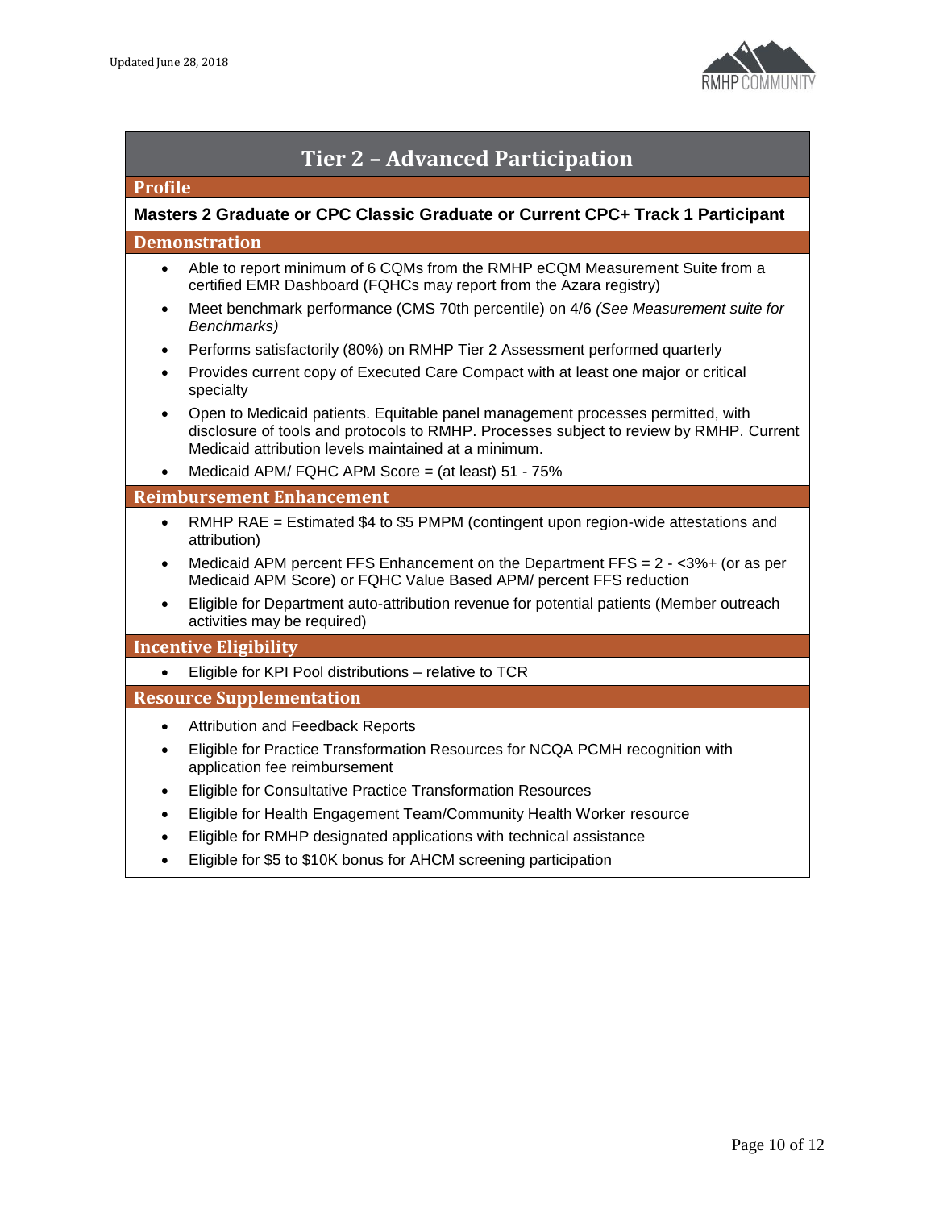# Tier 2 – Advanced Participation

## Profile

**Masters 2 Graduate or CPC Classic Graduate or Current CPC+ Track 1 Participant**

## Demonstration

- Able to report minimum of 6 CQMs from the RMHP eCQM Measurement Suite from a certified EMR Dashboard (FQHCs may report from the Azara registry)
- Meet benchmark performance (CMS 70th percentile) on 4/6 *(See Measurement suite for Benchmarks)*
- Performs satisfactorily (80%) on RMHP Tier 2 Assessment performed quarterly
- Provides current copy of Executed Care Compact with at least one major or critical specialty
- Open to Medicaid patients. Equitable panel management processes permitted, with disclosure of tools and protocols to RMHP. Processes subject to review by RMHP. Current Medicaid attribution levels maintained at a minimum.
- Medicaid APM/ FQHC APM Score = (at least) 51 - 75%

## Reimbursement Enhancement

- RMHP RAE = Estimated $4 to $5 PMPM (contingent upon region-wide attestations and attribution)
- Medicaid APM percent FFS Enhancement on the Department FFS = 2 - <3%+ (or as per Medicaid APM Score) or FQHC Value Based APM/ percent FFS reduction
- Eligible for Department auto-attribution revenue for potential patients (Member outreach activities may be required)

## Incentive Eligibility

- Eligible for KPI Pool distributions – relative to TCR

## Resource Supplementation

- Attribution and Feedback Reports
- Eligible for Practice Transformation Resources for NCQA PCMH recognition with application fee reimbursement
- Eligible for Consultative Practice Transformation Resources
- Eligible for Health Engagement Team/Community Health Worker resource
- Eligible for RMHP designated applications with technical assistance
- Eligible for $5 to $10K bonus for AHCM screening participation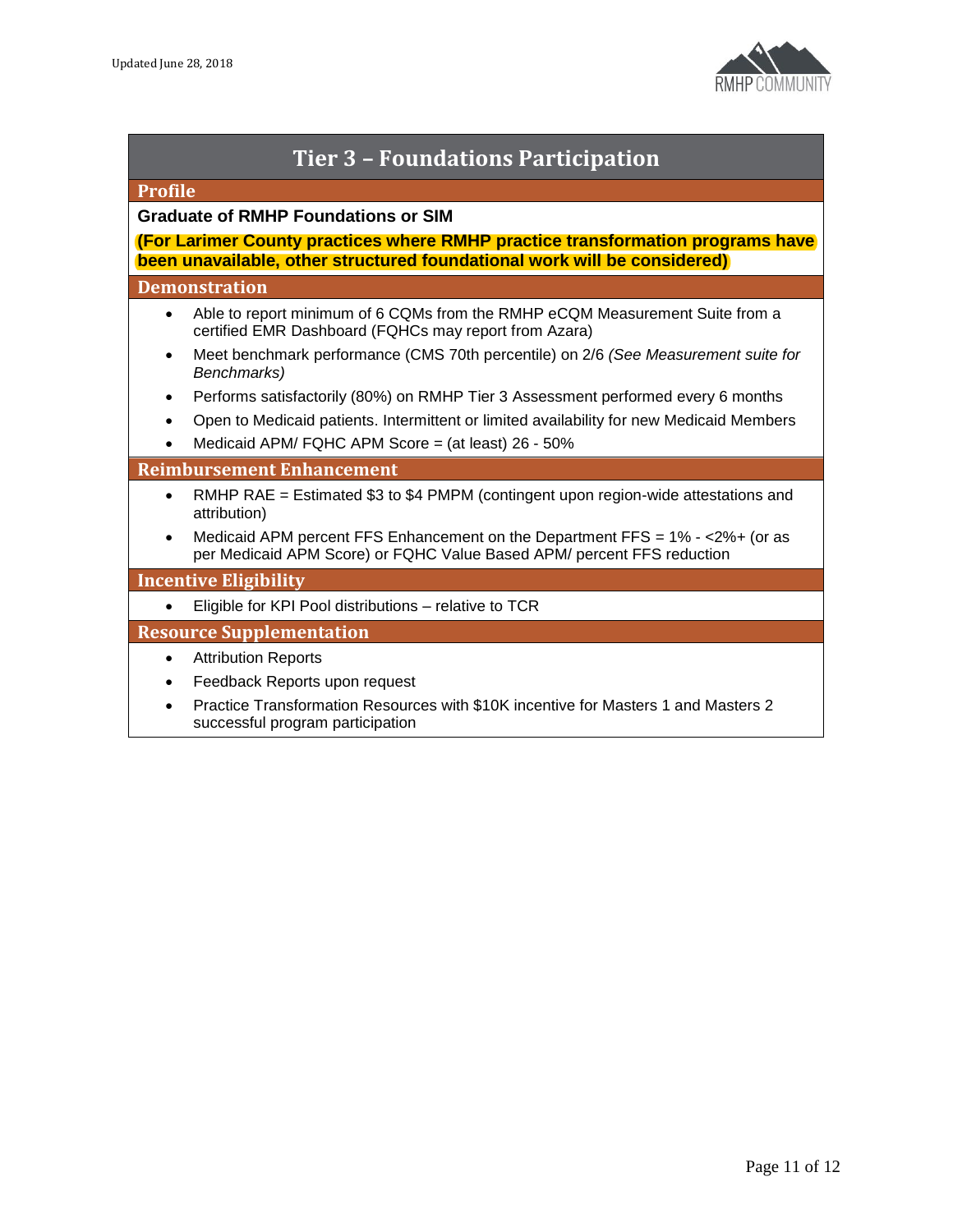# Tier 3 – Foundations Participation

## Profile

**Graduate of RMHP Foundations or SIM**

**(For Larimer County practices where RMHP practice transformation programs have been unavailable, other structured foundational work will be considered)**

## Demonstration

- Able to report minimum of 6 CQMs from the RMHP eCQM Measurement Suite from a certified EMR Dashboard (FQHCs may report from Azara)
- Meet benchmark performance (CMS 70th percentile) on 2/6 *(See Measurement suite for Benchmarks)*
- Performs satisfactorily (80%) on RMHP Tier 3 Assessment performed every 6 months
- Open to Medicaid patients. Intermittent or limited availability for new Medicaid Members
- Medicaid APM/ FQHC APM Score = (at least) 26 - 50%

## Reimbursement Enhancement

- RMHP RAE = Estimated $3 to $4 PMPM (contingent upon region-wide attestations and attribution)
- Medicaid APM percent FFS Enhancement on the Department FFS = 1% - <2%+ (or as per Medicaid APM Score) or FQHC Value Based APM/ percent FFS reduction

## Incentive Eligibility

- Eligible for KPI Pool distributions – relative to TCR

## Resource Supplementation

- Attribution Reports
- Feedback Reports upon request
- Practice Transformation Resources with $10K incentive for Masters 1 and Masters 2 successful program participation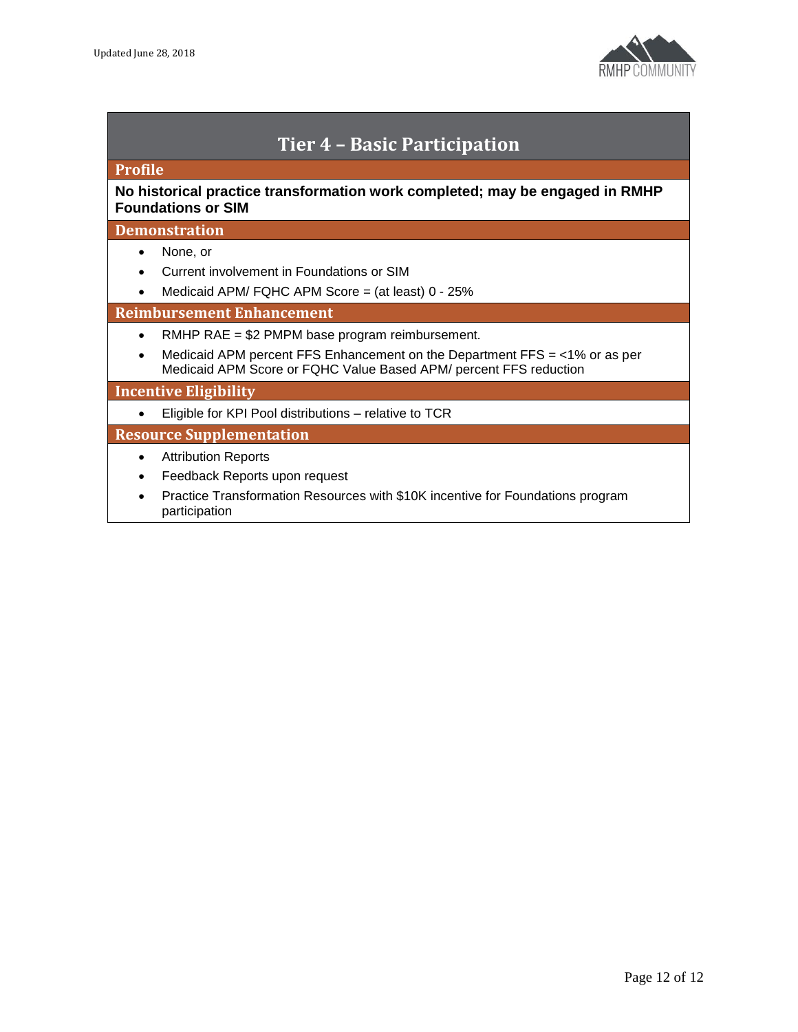## Tier 4 – Basic Participation

### Profile

**No historical practice transformation work completed; may be engaged in RMHP Foundations or SIM**

### Demonstration

- None, or
- Current involvement in Foundations or SIM
- Medicaid APM/ FQHC APM Score = (at least) 0 - 25%

### Reimbursement Enhancement

- RMHP RAE = $2 PMPM base program reimbursement.
- Medicaid APM percent FFS Enhancement on the Department FFS = <1% or as per Medicaid APM Score or FQHC Value Based APM/ percent FFS reduction

### Incentive Eligibility

- Eligible for KPI Pool distributions – relative to TCR

### Resource Supplementation

- Attribution Reports
- Feedback Reports upon request
- Practice Transformation Resources with $10K incentive for Foundations program participation